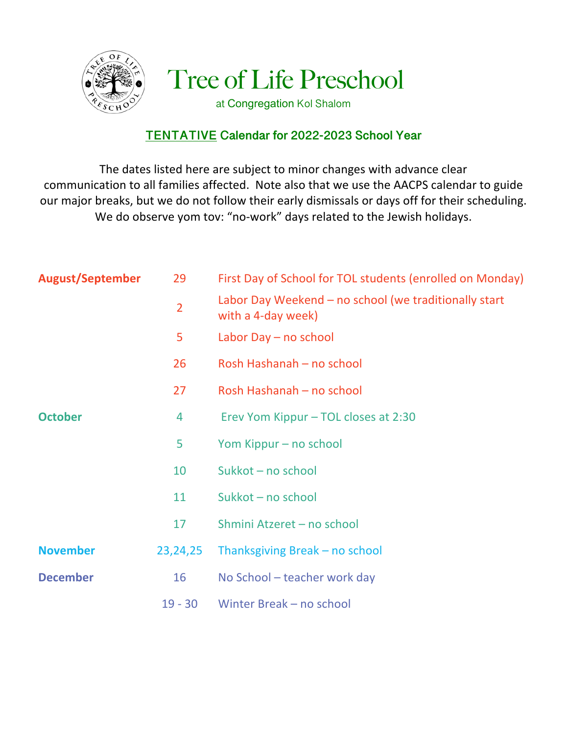# Tree of Life Preschool

at Congregation Kol Shalom

## TENTATIVE Calendar for 2022-2023 School Year

The dates listed here are subject to minor changes with advance clear communication to all families affected. Note also that we use the AACPS calendar to guide our major breaks, but we do not follow their early dismissals or days off for their scheduling. We do observe yom tov: "no-work" days related to the Jewish holidays.

| Month | Date | Event |
|---|---|---|
| **August/September** | 29 | First Day of School for TOL students (enrolled on Monday) |
| | 2 | Labor Day Weekend – no school (we traditionally start with a 4-day week) |
| | 5 | Labor Day – no school |
| | 26 | Rosh Hashanah – no school |
| | 27 | Rosh Hashanah – no school |
| **October** | 4 | Erev Yom Kippur – TOL closes at 2:30 |
| | 5 | Yom Kippur – no school |
| | 10 | Sukkot – no school |
| | 11 | Sukkot – no school |
| | 17 | Shmini Atzeret – no school |
| **November** | 23,24,25 | Thanksgiving Break – no school |
| **December** | 16 | No School – teacher work day |
| | 19 - 30 | Winter Break – no school |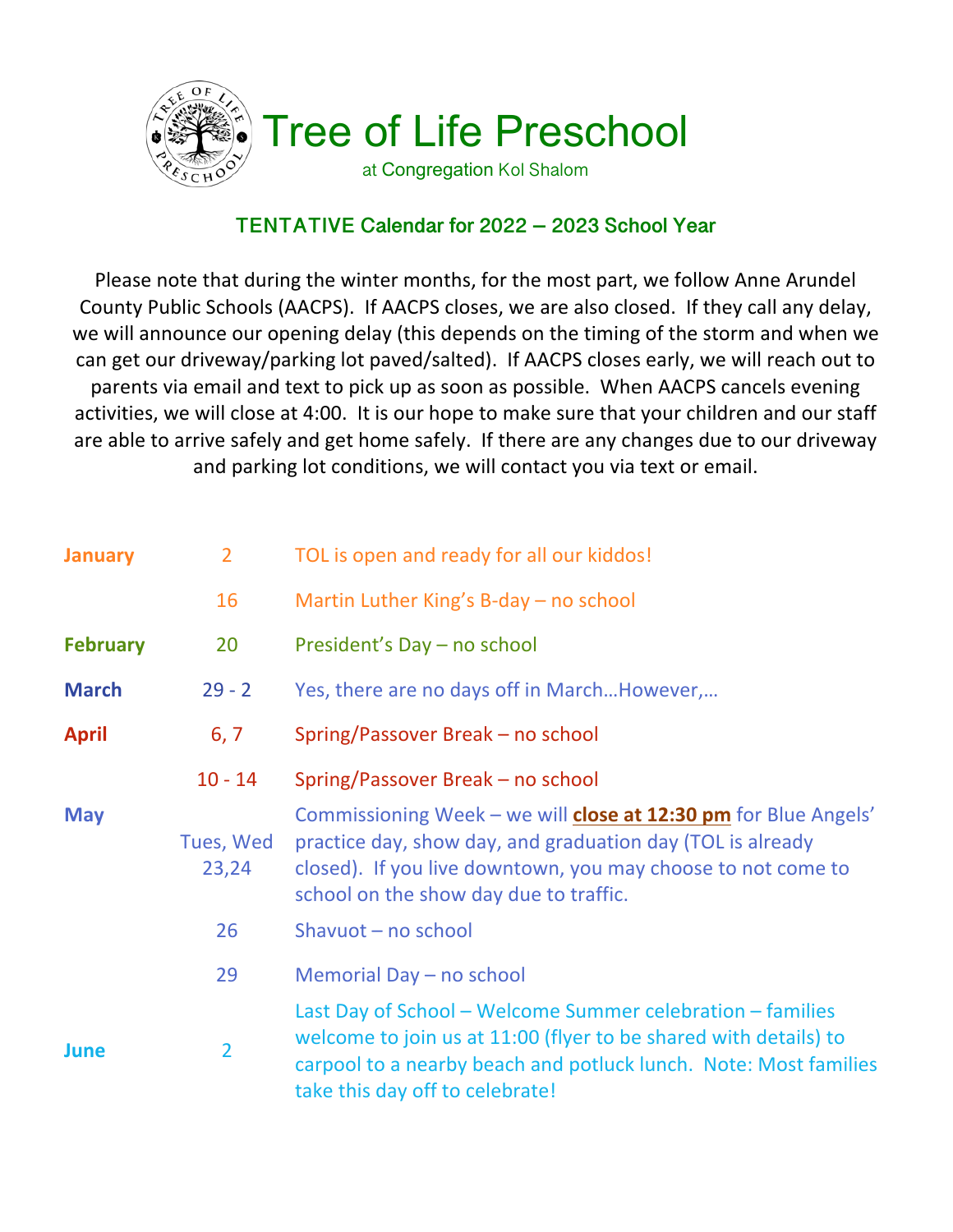# Tree of Life Preschool

at Congregation Kol Shalom

## TENTATIVE Calendar for 2022 – 2023 School Year

Please note that during the winter months, for the most part, we follow Anne Arundel County Public Schools (AACPS). If AACPS closes, we are also closed. If they call any delay, we will announce our opening delay (this depends on the timing of the storm and when we can get our driveway/parking lot paved/salted). If AACPS closes early, we will reach out to parents via email and text to pick up as soon as possible. When AACPS cancels evening activities, we will close at 4:00. It is our hope to make sure that your children and our staff are able to arrive safely and get home safely. If there are any changes due to our driveway and parking lot conditions, we will contact you via text or email.

| | | |
|---|---|---|
| **January** | 2 | TOL is open and ready for all our kiddos! |
| | 16 | Martin Luther King's B-day – no school |
| **February** | 20 | President's Day – no school |
| **March** | 29 - 2 | Yes, there are no days off in March…However,… |
| **April** | 6, 7 | Spring/Passover Break – no school |
| | 10 - 14 | Spring/Passover Break – no school |
| **May** | Tues, Wed 23,24 | Commissioning Week – we will **close at 12:30 pm** for Blue Angels' practice day, show day, and graduation day (TOL is already closed). If you live downtown, you may choose to not come to school on the show day due to traffic. |
| | 26 | Shavuot – no school |
| | 29 | Memorial Day – no school |
| **June** | 2 | Last Day of School – Welcome Summer celebration – families welcome to join us at 11:00 (flyer to be shared with details) to carpool to a nearby beach and potluck lunch. Note: Most families take this day off to celebrate! |